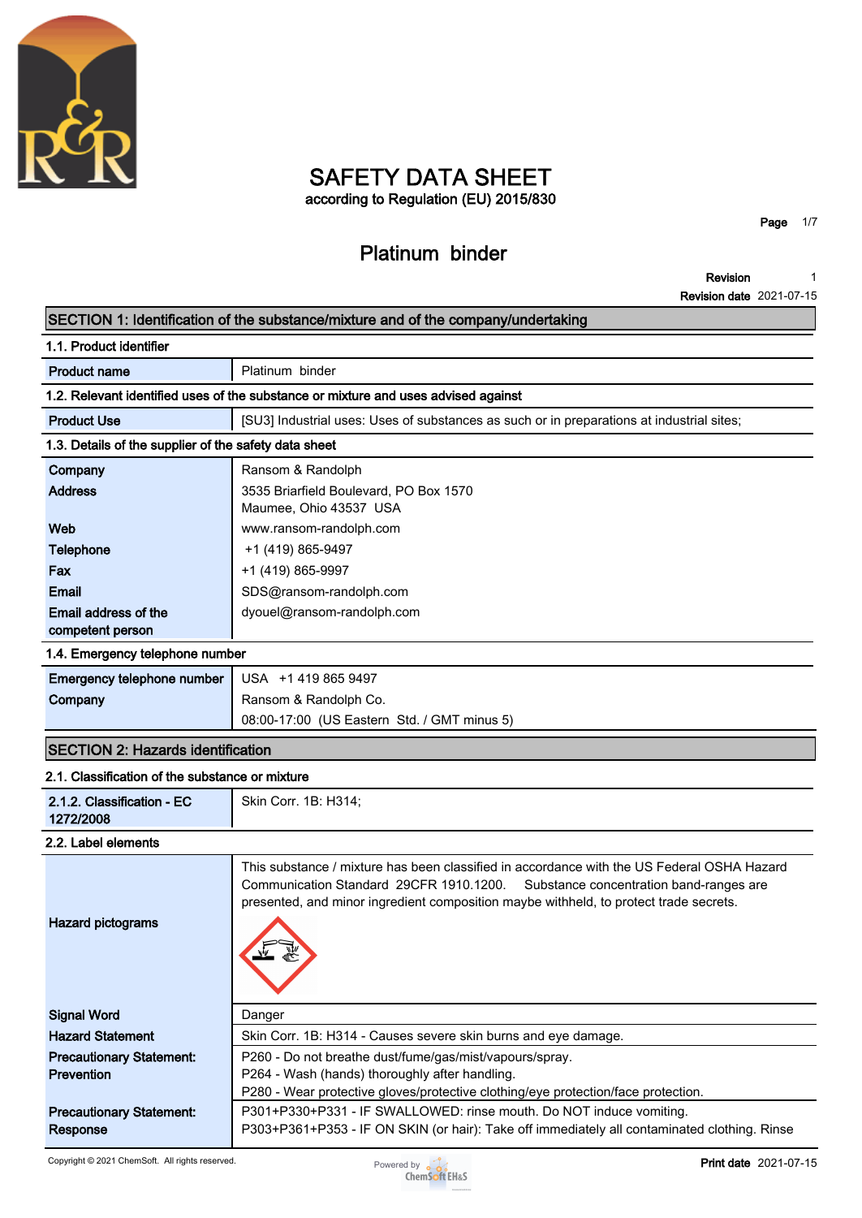# SAFETY DATA SHEET

according to Regulation (EU) 2015/830

## Platinum binder

**Revision** 1

**Revision date** 2021-07-15

## SECTION 1: Identification of the substance/mixture and of the company/undertaking

### 1.1. Product identifier

| | |
|---|---|
| **Product name** | Platinum binder |

### 1.2. Relevant identified uses of the substance or mixture and uses advised against

| | |
|---|---|
| **Product Use** | [SU3] Industrial uses: Uses of substances as such or in preparations at industrial sites; |

### 1.3. Details of the supplier of the safety data sheet

| | |
|---|---|
| **Company** | Ransom & Randolph |
| **Address** | 3535 Briarfield Boulevard, PO Box 1570<br>Maumee, Ohio 43537 USA |
| **Web** | www.ransom-randolph.com |
| **Telephone** | +1 (419) 865-9497 |
| **Fax** | +1 (419) 865-9997 |
| **Email** | SDS@ransom-randolph.com |
| **Email address of the competent person** | dyouel@ransom-randolph.com |

### 1.4. Emergency telephone number

| | |
|---|---|
| **Emergency telephone number** | USA +1 419 865 9497 |
| **Company** | Ransom & Randolph Co.<br>08:00-17:00 (US Eastern Std. / GMT minus 5) |

## SECTION 2: Hazards identification

### 2.1. Classification of the substance or mixture

| | |
|---|---|
| **2.1.2. Classification - EC 1272/2008** | Skin Corr. 1B: H314; |

### 2.2. Label elements

| | |
|---|---|
| **Hazard pictograms** | This substance / mixture has been classified in accordance with the US Federal OSHA Hazard Communication Standard 29CFR 1910.1200. Substance concentration band-ranges are presented, and minor ingredient composition maybe withheld, to protect trade secrets. |
| **Signal Word** | Danger |
| **Hazard Statement** | Skin Corr. 1B: H314 - Causes severe skin burns and eye damage. |
| **Precautionary Statement: Prevention** | P260 - Do not breathe dust/fume/gas/mist/vapours/spray.<br>P264 - Wash (hands) thoroughly after handling.<br>P280 - Wear protective gloves/protective clothing/eye protection/face protection. |
| **Precautionary Statement: Response** | P301+P330+P331 - IF SWALLOWED: rinse mouth. Do NOT induce vomiting.<br>P303+P361+P353 - IF ON SKIN (or hair): Take off immediately all contaminated clothing. Rinse |

Copyright © 2021 ChemSoft. All rights reserved.

**Print date** 2021-07-15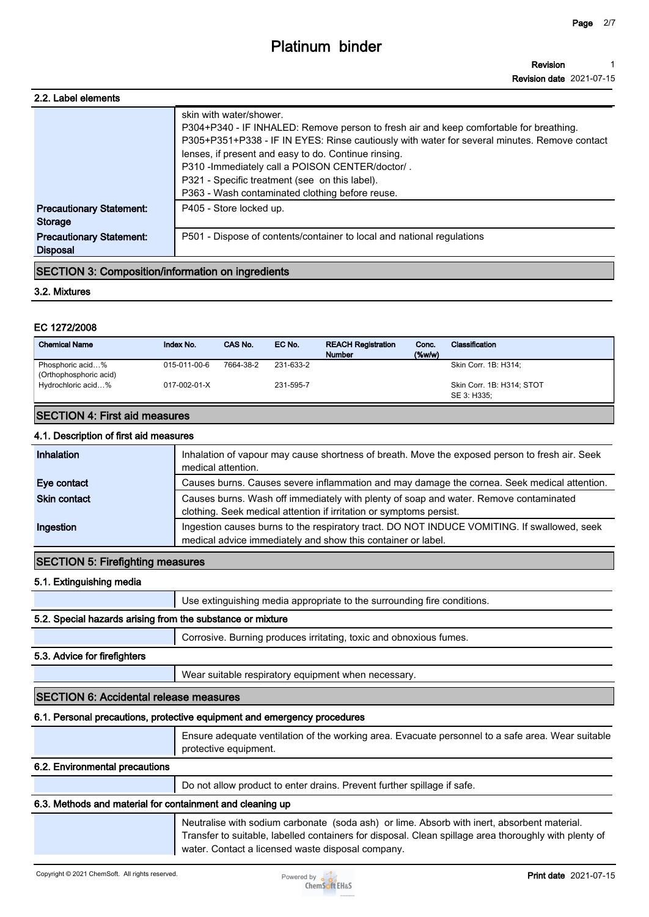### 2.2. Label elements

| | |
|---|---|
| | skin with water/shower.<br>P304+P340 - IF INHALED: Remove person to fresh air and keep comfortable for breathing.<br>P305+P351+P338 - IF IN EYES: Rinse cautiously with water for several minutes. Remove contact lenses, if present and easy to do. Continue rinsing.<br>P310 -Immediately call a POISON CENTER/doctor/ .<br>P321 - Specific treatment (see on this label).<br>P363 - Wash contaminated clothing before reuse. |
| **Precautionary Statement: Storage** | P405 - Store locked up. |
| **Precautionary Statement: Disposal** | P501 - Dispose of contents/container to local and national regulations |

## SECTION 3: Composition/information on ingredients

### 3.2. Mixtures

#### EC 1272/2008

| Chemical Name | Index No. | CAS No. | EC No. | REACH Registration Number | Conc. (%w/w) | Classification |
|---|---|---|---|---|---|---|
| Phosphoric acid…% (Orthophosphoric acid) | 015-011-00-6 | 7664-38-2 | 231-633-2 | | | Skin Corr. 1B: H314; |
| Hydrochloric acid…% | 017-002-01-X | | 231-595-7 | | | Skin Corr. 1B: H314; STOT SE 3: H335; |

## SECTION 4: First aid measures

### 4.1. Description of first aid measures

| | |
|---|---|
| **Inhalation** | Inhalation of vapour may cause shortness of breath. Move the exposed person to fresh air. Seek medical attention. |
| **Eye contact** | Causes burns. Causes severe inflammation and may damage the cornea. Seek medical attention. |
| **Skin contact** | Causes burns. Wash off immediately with plenty of soap and water. Remove contaminated clothing. Seek medical attention if irritation or symptoms persist. |
| **Ingestion** | Ingestion causes burns to the respiratory tract. DO NOT INDUCE VOMITING. If swallowed, seek medical advice immediately and show this container or label. |

## SECTION 5: Firefighting measures

### 5.1. Extinguishing media

Use extinguishing media appropriate to the surrounding fire conditions.

### 5.2. Special hazards arising from the substance or mixture

Corrosive. Burning produces irritating, toxic and obnoxious fumes.

### 5.3. Advice for firefighters

Wear suitable respiratory equipment when necessary.

## SECTION 6: Accidental release measures

### 6.1. Personal precautions, protective equipment and emergency procedures

Ensure adequate ventilation of the working area. Evacuate personnel to a safe area. Wear suitable protective equipment.

### 6.2. Environmental precautions

Do not allow product to enter drains. Prevent further spillage if safe.

### 6.3. Methods and material for containment and cleaning up

Neutralise with sodium carbonate (soda ash) or lime. Absorb with inert, absorbent material. Transfer to suitable, labelled containers for disposal. Clean spillage area thoroughly with plenty of water. Contact a licensed waste disposal company.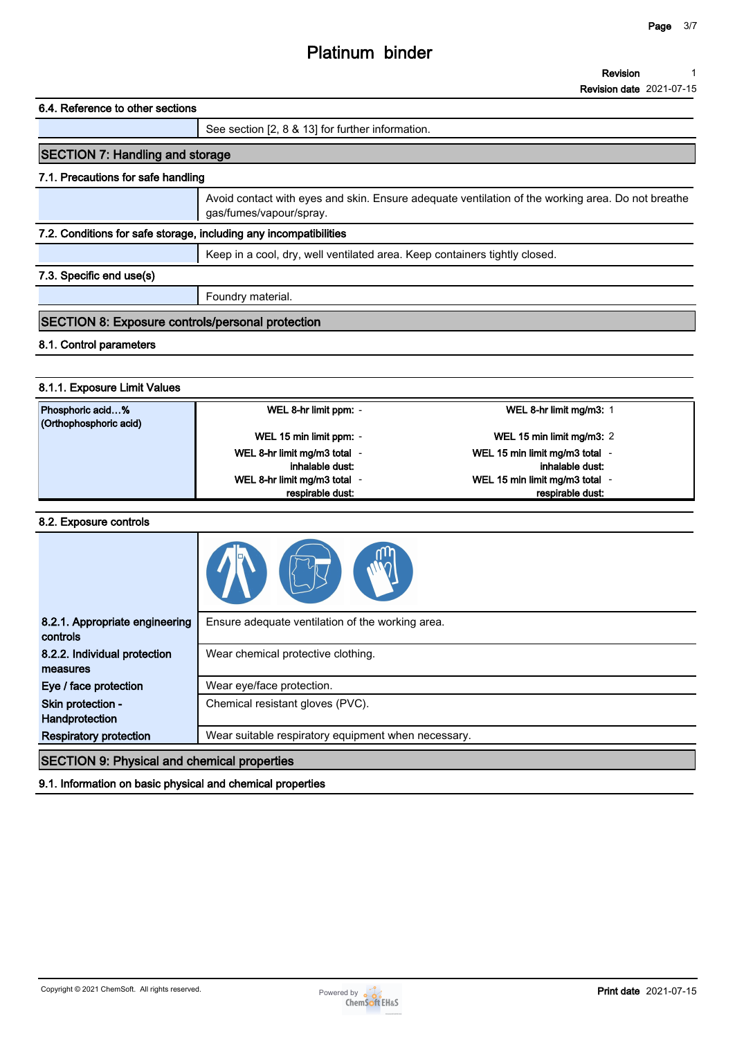### 6.4. Reference to other sections

| | |
|---|---|
| | See section [2, 8 & 13] for further information. |

## SECTION 7: Handling and storage

### 7.1. Precautions for safe handling

| | |
|---|---|
| | Avoid contact with eyes and skin. Ensure adequate ventilation of the working area. Do not breathe gas/fumes/vapour/spray. |

### 7.2. Conditions for safe storage, including any incompatibilities

| | |
|---|---|
| | Keep in a cool, dry, well ventilated area. Keep containers tightly closed. |

### 7.3. Specific end use(s)

| | |
|---|---|
| | Foundry material. |

## SECTION 8: Exposure controls/personal protection

### 8.1. Control parameters

#### 8.1.1. Exposure Limit Values

| Substance | | |
|---|---|---|
| Phosphoric acid...% (Orthophosphoric acid) | WEL 8-hr limit ppm: - | WEL 8-hr limit mg/m3: 1 |
| | WEL 15 min limit ppm: - | WEL 15 min limit mg/m3: 2 |
| | WEL 8-hr limit mg/m3 total inhalable dust: - | WEL 15 min limit mg/m3 total inhalable dust: - |
| | WEL 8-hr limit mg/m3 total respirable dust: - | WEL 15 min limit mg/m3 total respirable dust: - |

### 8.2. Exposure controls

| | |
|---|---|
| **8.2.1. Appropriate engineering controls** | Ensure adequate ventilation of the working area. |
| **8.2.2. Individual protection measures** | Wear chemical protective clothing. |
| **Eye / face protection** | Wear eye/face protection. |
| **Skin protection - Handprotection** | Chemical resistant gloves (PVC). |
| **Respiratory protection** | Wear suitable respiratory equipment when necessary. |

## SECTION 9: Physical and chemical properties

### 9.1. Information on basic physical and chemical properties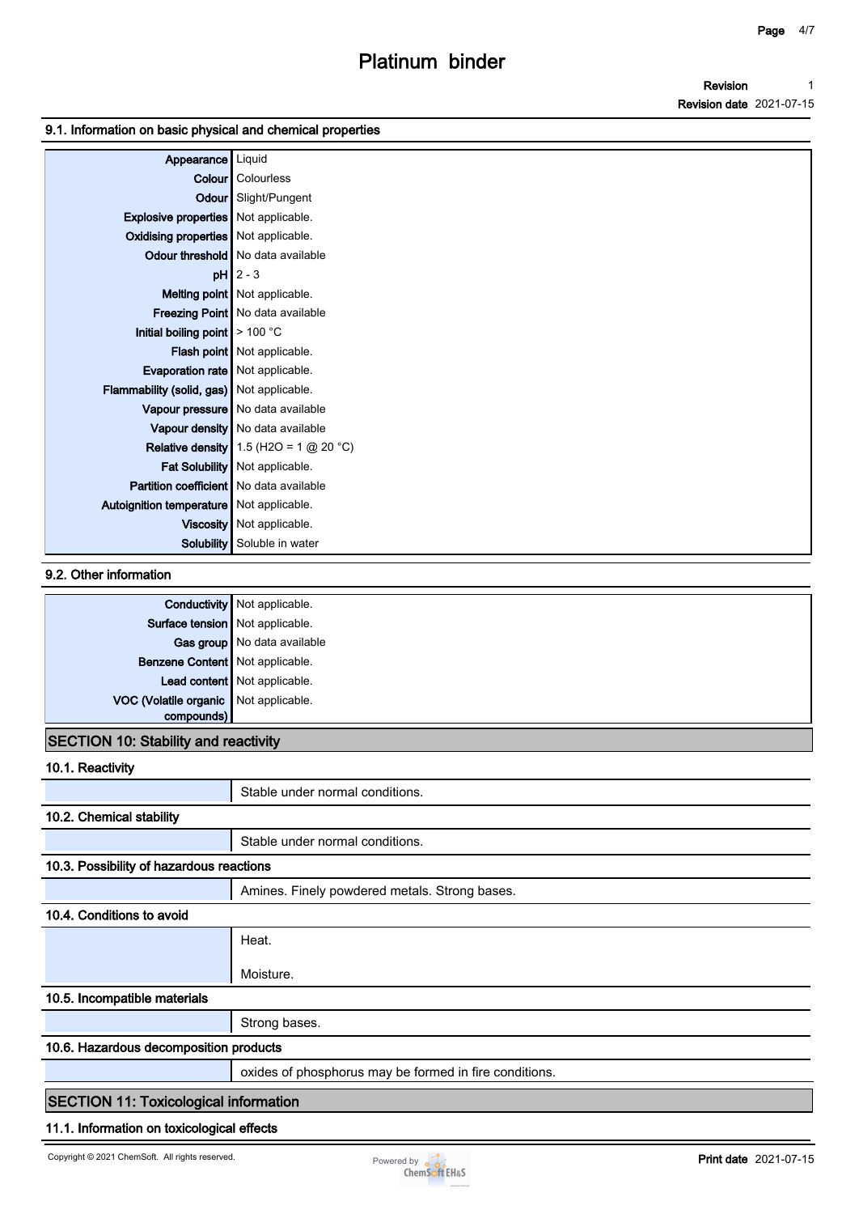### 9.1. Information on basic physical and chemical properties

| | |
|---|---|
| **Appearance** | Liquid |
| **Colour** | Colourless |
| **Odour** | Slight/Pungent |
| **Explosive properties** | Not applicable. |
| **Oxidising properties** | Not applicable. |
| **Odour threshold** | No data available |
| **pH** | 2 - 3 |
| **Melting point** | Not applicable. |
| **Freezing Point** | No data available |
| **Initial boiling point** | > 100 °C |
| **Flash point** | Not applicable. |
| **Evaporation rate** | Not applicable. |
| **Flammability (solid, gas)** | Not applicable. |
| **Vapour pressure** | No data available |
| **Vapour density** | No data available |
| **Relative density** | 1.5 ($H_2O$ = 1 @ 20 °C) |
| **Fat Solubility** | Not applicable. |
| **Partition coefficient** | No data available |
| **Autoignition temperature** | Not applicable. |
| **Viscosity** | Not applicable. |
| **Solubility** | Soluble in water |

### 9.2. Other information

| | |
|---|---|
| **Conductivity** | Not applicable. |
| **Surface tension** | Not applicable. |
| **Gas group** | No data available |
| **Benzene Content** | Not applicable. |
| **Lead content** | Not applicable. |
| **VOC (Volatile organic compounds)** | Not applicable. |

## SECTION 10: Stability and reactivity

### 10.1. Reactivity

Stable under normal conditions.

### 10.2. Chemical stability

Stable under normal conditions.

### 10.3. Possibility of hazardous reactions

Amines. Finely powdered metals. Strong bases.

### 10.4. Conditions to avoid

Heat.

Moisture.

### 10.5. Incompatible materials

Strong bases.

### 10.6. Hazardous decomposition products

oxides of phosphorus may be formed in fire conditions.

## SECTION 11: Toxicological information

### 11.1. Information on toxicological effects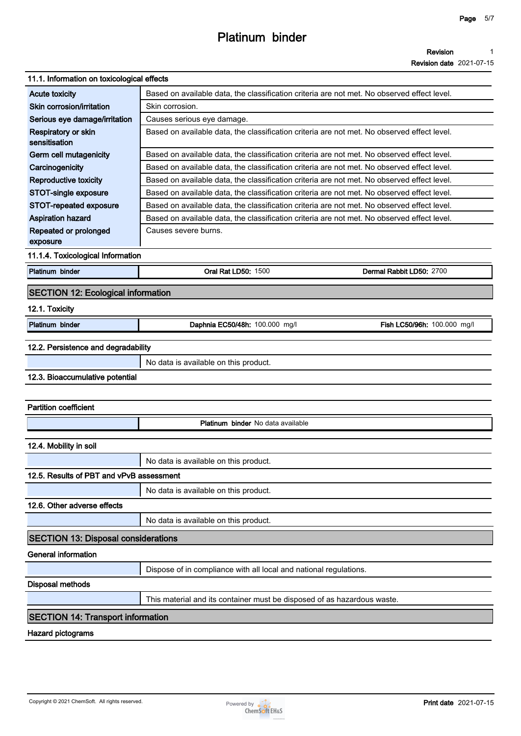# Platinum binder

**Revision** 1
**Revision date** 2021-07-15

### 11.1. Information on toxicological effects

| | |
|---|---|
| **Acute toxicity** | Based on available data, the classification criteria are not met. No observed effect level. |
| **Skin corrosion/irritation** | Skin corrosion. |
| **Serious eye damage/irritation** | Causes serious eye damage. |
| **Respiratory or skin sensitisation** | Based on available data, the classification criteria are not met. No observed effect level. |
| **Germ cell mutagenicity** | Based on available data, the classification criteria are not met. No observed effect level. |
| **Carcinogenicity** | Based on available data, the classification criteria are not met. No observed effect level. |
| **Reproductive toxicity** | Based on available data, the classification criteria are not met. No observed effect level. |
| **STOT-single exposure** | Based on available data, the classification criteria are not met. No observed effect level. |
| **STOT-repeated exposure** | Based on available data, the classification criteria are not met. No observed effect level. |
| **Aspiration hazard** | Based on available data, the classification criteria are not met. No observed effect level. |
| **Repeated or prolonged exposure** | Causes severe burns. |

### 11.1.4. Toxicological Information

| | | |
|---|---|---|
| **Platinum binder** | **Oral Rat LD50:** 1500 | **Dermal Rabbit LD50:** 2700 |

## SECTION 12: Ecological information

### 12.1. Toxicity

| | | |
|---|---|---|
| **Platinum binder** | **Daphnia EC50/48h:** 100.000 mg/l | **Fish LC50/96h:** 100.000 mg/l |

### 12.2. Persistence and degradability

No data is available on this product.

### 12.3. Bioaccumulative potential

**Partition coefficient**

| | |
|---|---|
| | **Platinum binder** No data available |

### 12.4. Mobility in soil

No data is available on this product.

### 12.5. Results of PBT and vPvB assessment

No data is available on this product.

### 12.6. Other adverse effects

No data is available on this product.

## SECTION 13: Disposal considerations

**General information**

Dispose of in compliance with all local and national regulations.

**Disposal methods**

This material and its container must be disposed of as hazardous waste.

## SECTION 14: Transport information

**Hazard pictograms**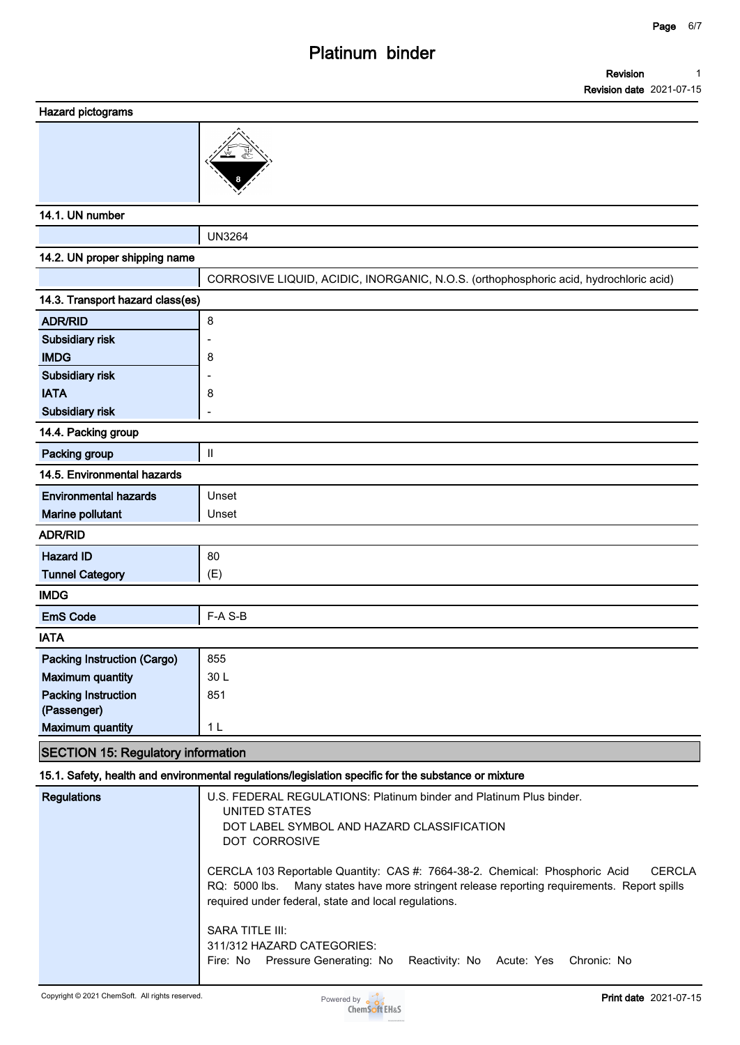### Hazard pictograms

### 14.1. UN number

| | |
|---|---|
| | UN3264 |

### 14.2. UN proper shipping name

| | |
|---|---|
| | CORROSIVE LIQUID, ACIDIC, INORGANIC, N.O.S. (orthophosphoric acid, hydrochloric acid) |

### 14.3. Transport hazard class(es)

| | |
|---|---|
| ADR/RID | 8 |
| Subsidiary risk | - |
| IMDG | 8 |
| Subsidiary risk | - |
| IATA | 8 |
| Subsidiary risk | - |

### 14.4. Packing group

| | |
|---|---|
| Packing group | II |

### 14.5. Environmental hazards

| | |
|---|---|
| Environmental hazards | Unset |
| Marine pollutant | Unset |

### ADR/RID

| | |
|---|---|
| Hazard ID | 80 |
| Tunnel Category | (E) |

### IMDG

| | |
|---|---|
| EmS Code | F-A S-B |

### IATA

| | |
|---|---|
| Packing Instruction (Cargo) | 855 |
| Maximum quantity | 30 L |
| Packing Instruction (Passenger) | 851 |
| Maximum quantity | 1 L |

## SECTION 15: Regulatory information

### 15.1. Safety, health and environmental regulations/legislation specific for the substance or mixture

**Regulations**

U.S. FEDERAL REGULATIONS: Platinum binder and Platinum Plus binder.
UNITED STATES
DOT LABEL SYMBOL AND HAZARD CLASSIFICATION
DOT CORROSIVE

CERCLA 103 Reportable Quantity: CAS #: 7664-38-2. Chemical: Phosphoric Acid CERCLA RQ: 5000 lbs. Many states have more stringent release reporting requirements. Report spills required under federal, state and local regulations.

SARA TITLE III:
311/312 HAZARD CATEGORIES:
Fire: No Pressure Generating: No Reactivity: No Acute: Yes Chronic: No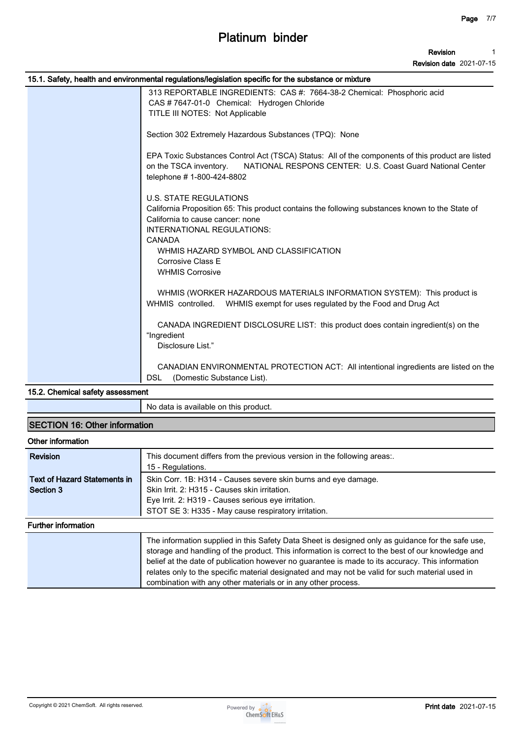### 15.1. Safety, health and environmental regulations/legislation specific for the substance or mixture

313 REPORTABLE INGREDIENTS: CAS #: 7664-38-2 Chemical: Phosphoric acid
CAS # 7647-01-0 Chemical: Hydrogen Chloride
TITLE III NOTES: Not Applicable

Section 302 Extremely Hazardous Substances (TPQ): None

EPA Toxic Substances Control Act (TSCA) Status: All of the components of this product are listed on the TSCA inventory. NATIONAL RESPONS CENTER: U.S. Coast Guard National Center telephone # 1-800-424-8802

U.S. STATE REGULATIONS
California Proposition 65: This product contains the following substances known to the State of California to cause cancer: none
INTERNATIONAL REGULATIONS:
CANADA
WHMIS HAZARD SYMBOL AND CLASSIFICATION
Corrosive Class E
WHMIS Corrosive

WHMIS (WORKER HAZARDOUS MATERIALS INFORMATION SYSTEM): This product is WHMIS controlled. WHMIS exempt for uses regulated by the Food and Drug Act

CANADA INGREDIENT DISCLOSURE LIST: this product does contain ingredient(s) on the "Ingredient
Disclosure List."

CANADIAN ENVIRONMENTAL PROTECTION ACT: All intentional ingredients are listed on the DSL (Domestic Substance List).

### 15.2. Chemical safety assessment

No data is available on this product.

## SECTION 16: Other information

### Other information

| | |
|---|---|
| **Revision** | This document differs from the previous version in the following areas:.<br>15 - Regulations. |
| **Text of Hazard Statements in Section 3** | Skin Corr. 1B: H314 - Causes severe skin burns and eye damage.<br>Skin Irrit. 2: H315 - Causes skin irritation.<br>Eye Irrit. 2: H319 - Causes serious eye irritation.<br>STOT SE 3: H335 - May cause respiratory irritation. |

### Further information

The information supplied in this Safety Data Sheet is designed only as guidance for the safe use, storage and handling of the product. This information is correct to the best of our knowledge and belief at the date of publication however no guarantee is made to its accuracy. This information relates only to the specific material designated and may not be valid for such material used in combination with any other materials or in any other process.